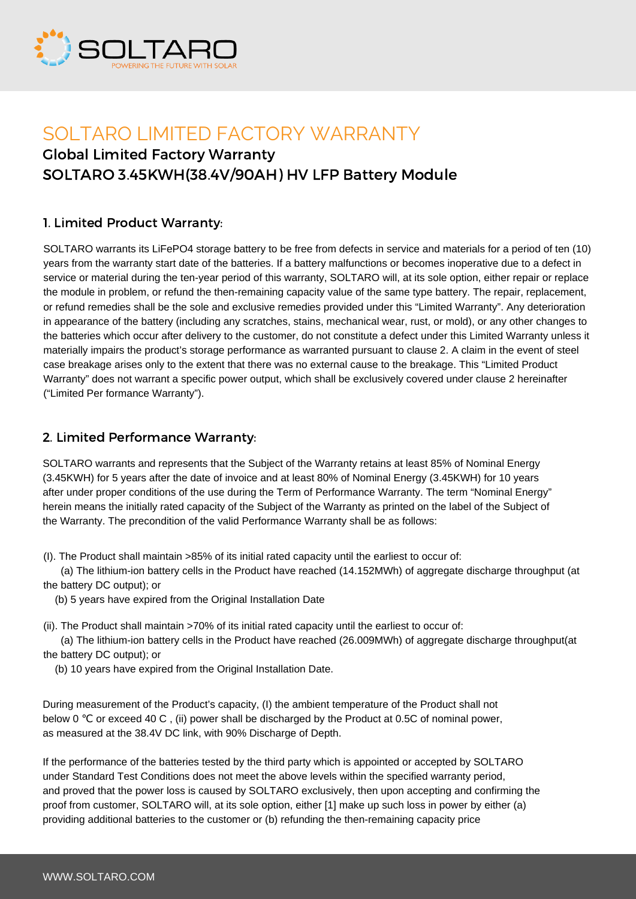# SOLTARO LIMITED FACTORY WARRANTY

## Global Limited Factory Warranty
## SOLTARO 3.45KWH(38.4V/90AH) HV LFP Battery Module

### 1. Limited Product Warranty:

SOLTARO warrants its LiFePO4 storage battery to be free from defects in service and materials for a period of ten (10) years from the warranty start date of the batteries. If a battery malfunctions or becomes inoperative due to a defect in service or material during the ten-year period of this warranty, SOLTARO will, at its sole option, either repair or replace the module in problem, or refund the then-remaining capacity value of the same type battery. The repair, replacement, or refund remedies shall be the sole and exclusive remedies provided under this "Limited Warranty". Any deterioration in appearance of the battery (including any scratches, stains, mechanical wear, rust, or mold), or any other changes to the batteries which occur after delivery to the customer, do not constitute a defect under this Limited Warranty unless it materially impairs the product's storage performance as warranted pursuant to clause 2. A claim in the event of steel case breakage arises only to the extent that there was no external cause to the breakage. This "Limited Product Warranty" does not warrant a specific power output, which shall be exclusively covered under clause 2 hereinafter ("Limited Per formance Warranty").

### 2. Limited Performance Warranty:

SOLTARO warrants and represents that the Subject of the Warranty retains at least 85% of Nominal Energy (3.45KWH) for 5 years after the date of invoice and at least 80% of Nominal Energy (3.45KWH) for 10 years after under proper conditions of the use during the Term of Performance Warranty. The term "Nominal Energy" herein means the initially rated capacity of the Subject of the Warranty as printed on the label of the Subject of the Warranty. The precondition of the valid Performance Warranty shall be as follows:

(I). The Product shall maintain >85% of its initial rated capacity until the earliest to occur of:

(a) The lithium-ion battery cells in the Product have reached (14.152MWh) of aggregate discharge throughput (at the battery DC output); or

(b) 5 years have expired from the Original Installation Date

(ii). The Product shall maintain >70% of its initial rated capacity until the earliest to occur of:

(a) The lithium-ion battery cells in the Product have reached (26.009MWh) of aggregate discharge throughput(at the battery DC output); or

(b) 10 years have expired from the Original Installation Date.

During measurement of the Product's capacity, (I) the ambient temperature of the Product shall not below 0 ℃ or exceed 40 C , (ii) power shall be discharged by the Product at 0.5C of nominal power, as measured at the 38.4V DC link, with 90% Discharge of Depth.

If the performance of the batteries tested by the third party which is appointed or accepted by SOLTARO under Standard Test Conditions does not meet the above levels within the specified warranty period, and proved that the power loss is caused by SOLTARO exclusively, then upon accepting and confirming the proof from customer, SOLTARO will, at its sole option, either [1] make up such loss in power by either (a) providing additional batteries to the customer or (b) refunding the then-remaining capacity price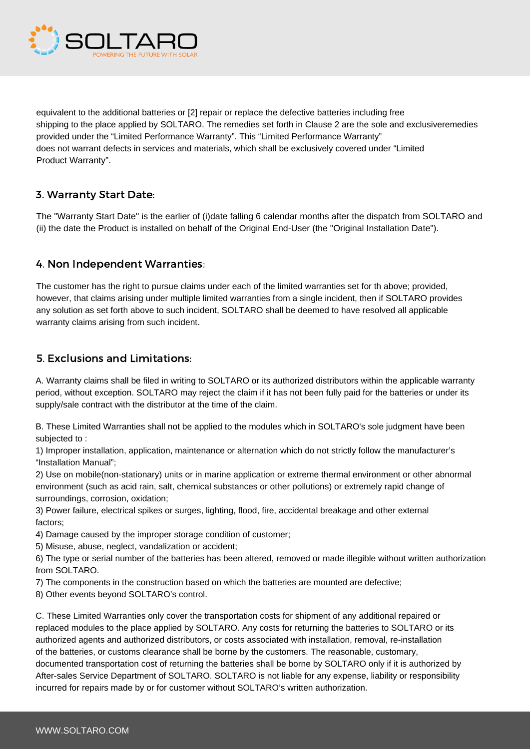equivalent to the additional batteries or [2] repair or replace the defective batteries including free shipping to the place applied by SOLTARO. The remedies set forth in Clause 2 are the sole and exclusiveremedies provided under the "Limited Performance Warranty". This "Limited Performance Warranty" does not warrant defects in services and materials, which shall be exclusively covered under "Limited Product Warranty".

## 3. Warranty Start Date:

The "Warranty Start Date" is the earlier of (i)date falling 6 calendar months after the dispatch from SOLTARO and (ii) the date the Product is installed on behalf of the Original End-User (the "Original Installation Date").

## 4. Non Independent Warranties:

The customer has the right to pursue claims under each of the limited warranties set for th above; provided, however, that claims arising under multiple limited warranties from a single incident, then if SOLTARO provides any solution as set forth above to such incident, SOLTARO shall be deemed to have resolved all applicable warranty claims arising from such incident.

## 5. Exclusions and Limitations:

A. Warranty claims shall be filed in writing to SOLTARO or its authorized distributors within the applicable warranty period, without exception. SOLTARO may reject the claim if it has not been fully paid for the batteries or under its supply/sale contract with the distributor at the time of the claim.

B. These Limited Warranties shall not be applied to the modules which in SOLTARO's sole judgment have been subjected to :

1) Improper installation, application, maintenance or alternation which do not strictly follow the manufacturer's "Installation Manual";
2) Use on mobile(non-stationary) units or in marine application or extreme thermal environment or other abnormal environment (such as acid rain, salt, chemical substances or other pollutions) or extremely rapid change of surroundings, corrosion, oxidation;
3) Power failure, electrical spikes or surges, lighting, flood, fire, accidental breakage and other external factors;
4) Damage caused by the improper storage condition of customer;
5) Misuse, abuse, neglect, vandalization or accident;
6) The type or serial number of the batteries has been altered, removed or made illegible without written authorization from SOLTARO.
7) The components in the construction based on which the batteries are mounted are defective;
8) Other events beyond SOLTARO's control.

C. These Limited Warranties only cover the transportation costs for shipment of any additional repaired or replaced modules to the place applied by SOLTARO. Any costs for returning the batteries to SOLTARO or its authorized agents and authorized distributors, or costs associated with installation, removal, re-installation of the batteries, or customs clearance shall be borne by the customers. The reasonable, customary, documented transportation cost of returning the batteries shall be borne by SOLTARO only if it is authorized by After-sales Service Department of SOLTARO. SOLTARO is not liable for any expense, liability or responsibility incurred for repairs made by or for customer without SOLTARO's written authorization.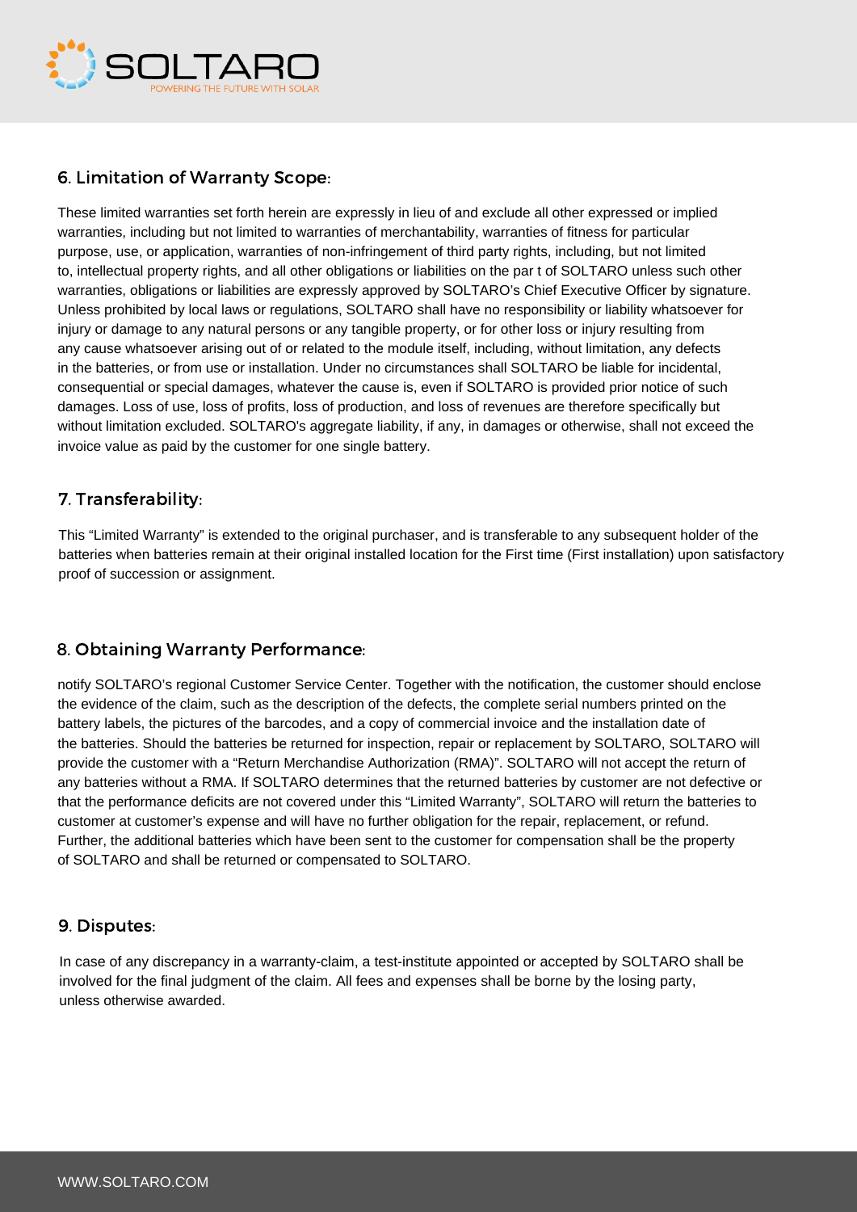## 6. Limitation of Warranty Scope:

These limited warranties set forth herein are expressly in lieu of and exclude all other expressed or implied warranties, including but not limited to warranties of merchantability, warranties of fitness for particular purpose, use, or application, warranties of non-infringement of third party rights, including, but not limited to, intellectual property rights, and all other obligations or liabilities on the par t of SOLTARO unless such other warranties, obligations or liabilities are expressly approved by SOLTARO's Chief Executive Officer by signature. Unless prohibited by local laws or regulations, SOLTARO shall have no responsibility or liability whatsoever for injury or damage to any natural persons or any tangible property, or for other loss or injury resulting from any cause whatsoever arising out of or related to the module itself, including, without limitation, any defects in the batteries, or from use or installation. Under no circumstances shall SOLTARO be liable for incidental, consequential or special damages, whatever the cause is, even if SOLTARO is provided prior notice of such damages. Loss of use, loss of profits, loss of production, and loss of revenues are therefore specifically but without limitation excluded. SOLTARO's aggregate liability, if any, in damages or otherwise, shall not exceed the invoice value as paid by the customer for one single battery.

## 7. Transferability:

This "Limited Warranty" is extended to the original purchaser, and is transferable to any subsequent holder of the batteries when batteries remain at their original installed location for the First time (First installation) upon satisfactory proof of succession or assignment.

## 8. Obtaining Warranty Performance:

notify SOLTARO's regional Customer Service Center. Together with the notification, the customer should enclose the evidence of the claim, such as the description of the defects, the complete serial numbers printed on the battery labels, the pictures of the barcodes, and a copy of commercial invoice and the installation date of the batteries. Should the batteries be returned for inspection, repair or replacement by SOLTARO, SOLTARO will provide the customer with a "Return Merchandise Authorization (RMA)". SOLTARO will not accept the return of any batteries without a RMA. If SOLTARO determines that the returned batteries by customer are not defective or that the performance deficits are not covered under this "Limited Warranty", SOLTARO will return the batteries to customer at customer's expense and will have no further obligation for the repair, replacement, or refund. Further, the additional batteries which have been sent to the customer for compensation shall be the property of SOLTARO and shall be returned or compensated to SOLTARO.

## 9. Disputes:

In case of any discrepancy in a warranty-claim, a test-institute appointed or accepted by SOLTARO shall be involved for the final judgment of the claim. All fees and expenses shall be borne by the losing party, unless otherwise awarded.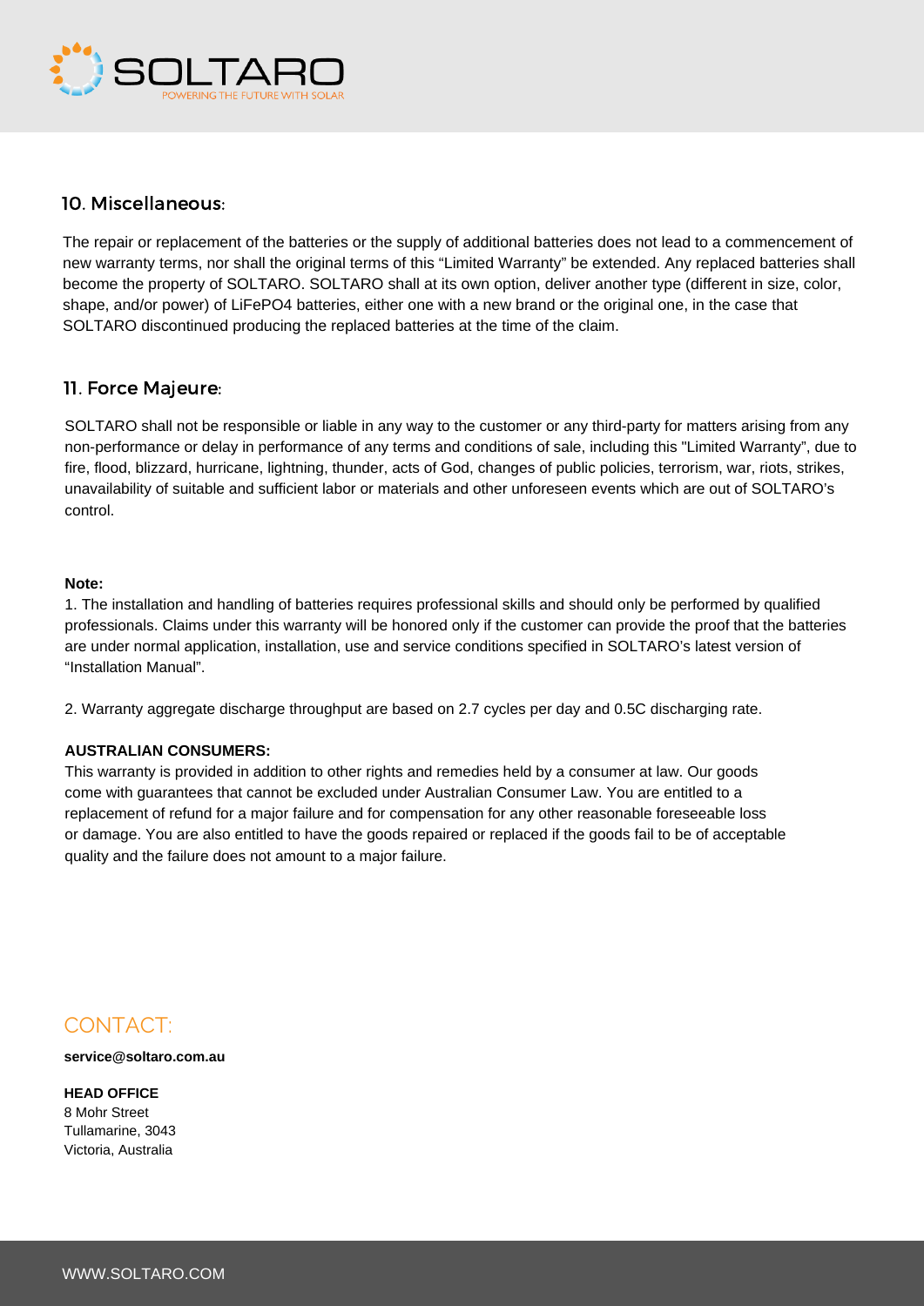## 10. Miscellaneous:

The repair or replacement of the batteries or the supply of additional batteries does not lead to a commencement of new warranty terms, nor shall the original terms of this "Limited Warranty" be extended. Any replaced batteries shall become the property of SOLTARO. SOLTARO shall at its own option, deliver another type (different in size, color, shape, and/or power) of $LiFePO_4$ batteries, either one with a new brand or the original one, in the case that SOLTARO discontinued producing the replaced batteries at the time of the claim.

## 11. Force Majeure:

SOLTARO shall not be responsible or liable in any way to the customer or any third-party for matters arising from any non-performance or delay in performance of any terms and conditions of sale, including this "Limited Warranty", due to fire, flood, blizzard, hurricane, lightning, thunder, acts of God, changes of public policies, terrorism, war, riots, strikes, unavailability of suitable and sufficient labor or materials and other unforeseen events which are out of SOLTARO's control.

**Note:**

1. The installation and handling of batteries requires professional skills and should only be performed by qualified professionals. Claims under this warranty will be honored only if the customer can provide the proof that the batteries are under normal application, installation, use and service conditions specified in SOLTARO's latest version of "Installation Manual".

2. Warranty aggregate discharge throughput are based on 2.7 cycles per day and 0.5C discharging rate.

**AUSTRALIAN CONSUMERS:**

This warranty is provided in addition to other rights and remedies held by a consumer at law. Our goods come with guarantees that cannot be excluded under Australian Consumer Law. You are entitled to a replacement of refund for a major failure and for compensation for any other reasonable foreseeable loss or damage. You are also entitled to have the goods repaired or replaced if the goods fail to be of acceptable quality and the failure does not amount to a major failure.

## CONTACT:

**service@soltaro.com.au**

**HEAD OFFICE**
8 Mohr Street
Tullamarine, 3043
Victoria, Australia